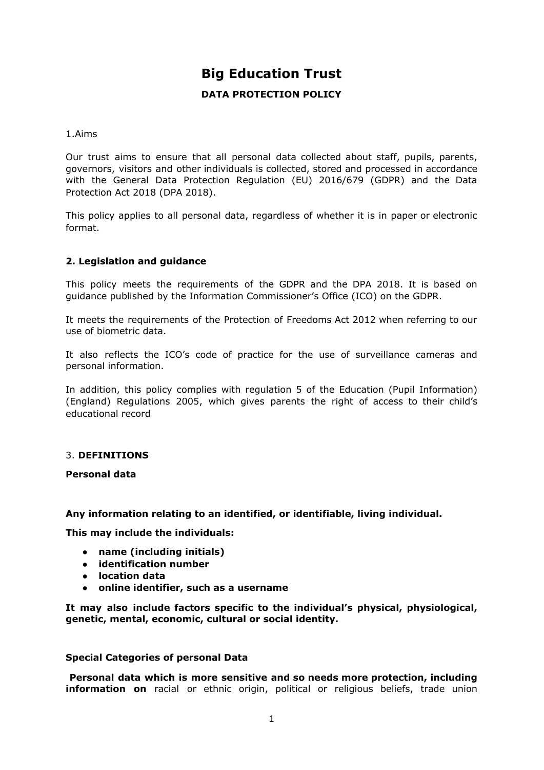# Big Education Trust

**DATA PROTECTION POLICY**

1.Aims

Our trust aims to ensure that all personal data collected about staff, pupils, parents, governors, visitors and other individuals is collected, stored and processed in accordance with the General Data Protection Regulation (EU) 2016/679 (GDPR) and the Data Protection Act 2018 (DPA 2018).

This policy applies to all personal data, regardless of whether it is in paper or electronic format.

## 2. Legislation and guidance

This policy meets the requirements of the GDPR and the DPA 2018. It is based on guidance published by the Information Commissioner's Office (ICO) on the GDPR.

It meets the requirements of the Protection of Freedoms Act 2012 when referring to our use of biometric data.

It also reflects the ICO's code of practice for the use of surveillance cameras and personal information.

In addition, this policy complies with regulation 5 of the Education (Pupil Information) (England) Regulations 2005, which gives parents the right of access to their child's educational record

## 3. DEFINITIONS

**Personal data**

**Any information relating to an identified, or identifiable, living individual.**

**This may include the individuals:**

- **name (including initials)**
- **identification number**
- **location data**
- **online identifier, such as a username**

**It may also include factors specific to the individual's physical, physiological, genetic, mental, economic, cultural or social identity.**

**Special Categories of personal Data**

**Personal data which is more sensitive and so needs more protection, including information on** racial or ethnic origin, political or religious beliefs, trade union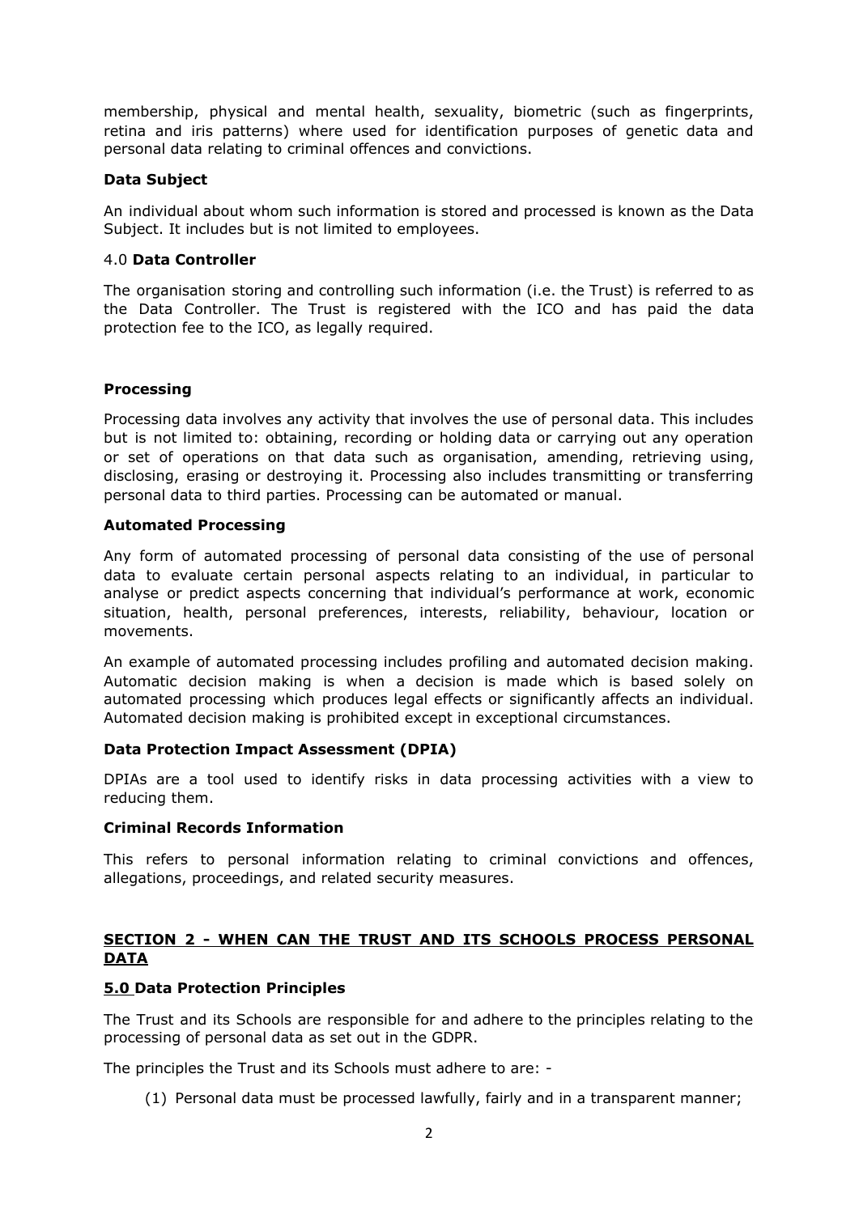membership, physical and mental health, sexuality, biometric (such as fingerprints, retina and iris patterns) where used for identification purposes of genetic data and personal data relating to criminal offences and convictions.

**Data Subject**

An individual about whom such information is stored and processed is known as the Data Subject. It includes but is not limited to employees.

4.0 **Data Controller**

The organisation storing and controlling such information (i.e. the Trust) is referred to as the Data Controller. The Trust is registered with the ICO and has paid the data protection fee to the ICO, as legally required.

**Processing**

Processing data involves any activity that involves the use of personal data. This includes but is not limited to: obtaining, recording or holding data or carrying out any operation or set of operations on that data such as organisation, amending, retrieving using, disclosing, erasing or destroying it. Processing also includes transmitting or transferring personal data to third parties. Processing can be automated or manual.

**Automated Processing**

Any form of automated processing of personal data consisting of the use of personal data to evaluate certain personal aspects relating to an individual, in particular to analyse or predict aspects concerning that individual's performance at work, economic situation, health, personal preferences, interests, reliability, behaviour, location or movements.

An example of automated processing includes profiling and automated decision making. Automatic decision making is when a decision is made which is based solely on automated processing which produces legal effects or significantly affects an individual. Automated decision making is prohibited except in exceptional circumstances.

**Data Protection Impact Assessment (DPIA)**

DPIAs are a tool used to identify risks in data processing activities with a view to reducing them.

**Criminal Records Information**

This refers to personal information relating to criminal convictions and offences, allegations, proceedings, and related security measures.

## SECTION 2 - WHEN CAN THE TRUST AND ITS SCHOOLS PROCESS PERSONAL DATA

**5.0 Data Protection Principles**

The Trust and its Schools are responsible for and adhere to the principles relating to the processing of personal data as set out in the GDPR.

The principles the Trust and its Schools must adhere to are: -

(1) Personal data must be processed lawfully, fairly and in a transparent manner;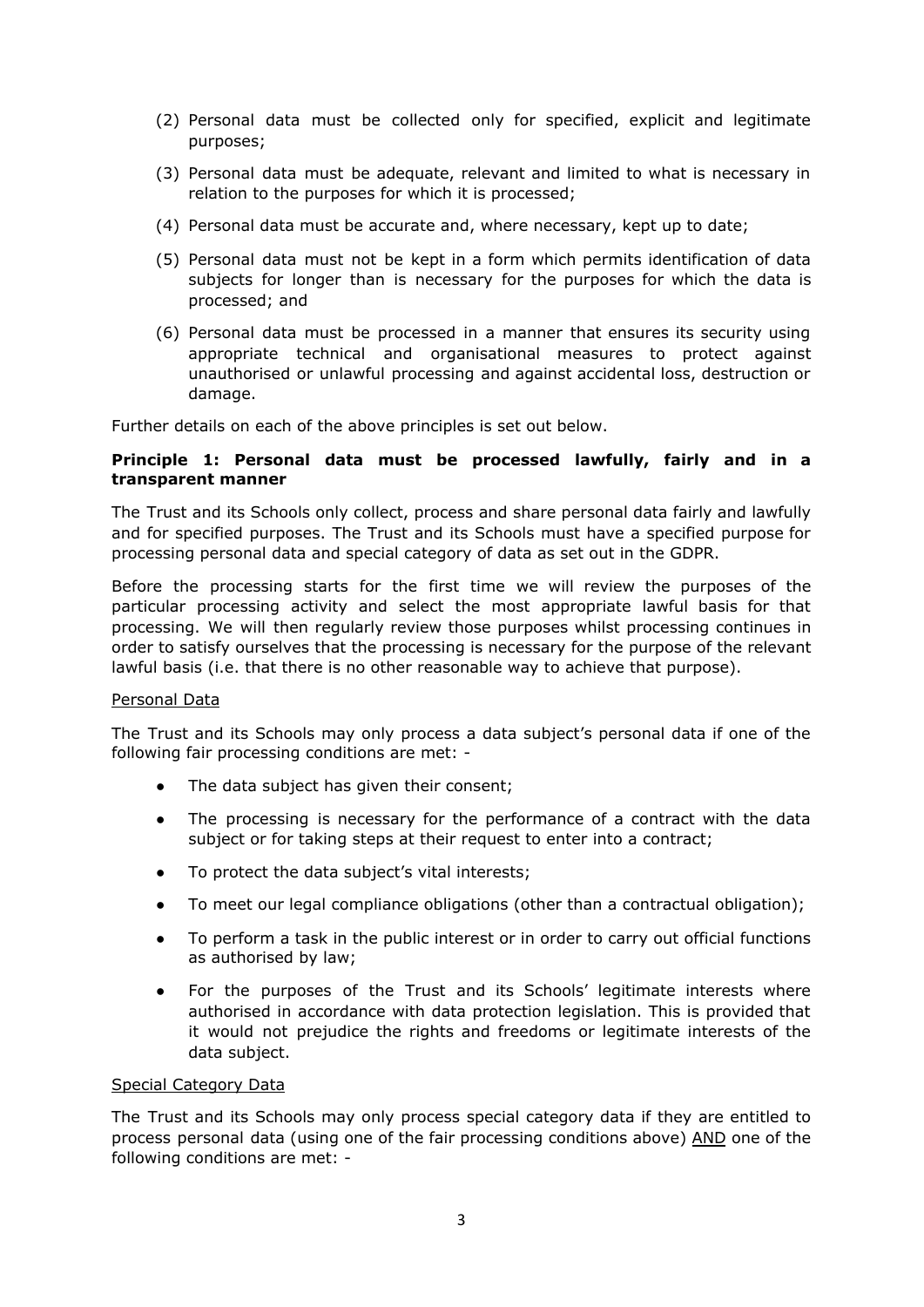(2) Personal data must be collected only for specified, explicit and legitimate purposes;

(3) Personal data must be adequate, relevant and limited to what is necessary in relation to the purposes for which it is processed;

(4) Personal data must be accurate and, where necessary, kept up to date;

(5) Personal data must not be kept in a form which permits identification of data subjects for longer than is necessary for the purposes for which the data is processed; and

(6) Personal data must be processed in a manner that ensures its security using appropriate technical and organisational measures to protect against unauthorised or unlawful processing and against accidental loss, destruction or damage.

Further details on each of the above principles is set out below.

**Principle 1: Personal data must be processed lawfully, fairly and in a transparent manner**

The Trust and its Schools only collect, process and share personal data fairly and lawfully and for specified purposes. The Trust and its Schools must have a specified purpose for processing personal data and special category of data as set out in the GDPR.

Before the processing starts for the first time we will review the purposes of the particular processing activity and select the most appropriate lawful basis for that processing. We will then regularly review those purposes whilst processing continues in order to satisfy ourselves that the processing is necessary for the purpose of the relevant lawful basis (i.e. that there is no other reasonable way to achieve that purpose).

<u>Personal Data</u>

The Trust and its Schools may only process a data subject's personal data if one of the following fair processing conditions are met: -

- The data subject has given their consent;
- The processing is necessary for the performance of a contract with the data subject or for taking steps at their request to enter into a contract;
- To protect the data subject's vital interests;
- To meet our legal compliance obligations (other than a contractual obligation);
- To perform a task in the public interest or in order to carry out official functions as authorised by law;
- For the purposes of the Trust and its Schools' legitimate interests where authorised in accordance with data protection legislation. This is provided that it would not prejudice the rights and freedoms or legitimate interests of the data subject.

<u>Special Category Data</u>

The Trust and its Schools may only process special category data if they are entitled to process personal data (using one of the fair processing conditions above) <u>AND</u> one of the following conditions are met: -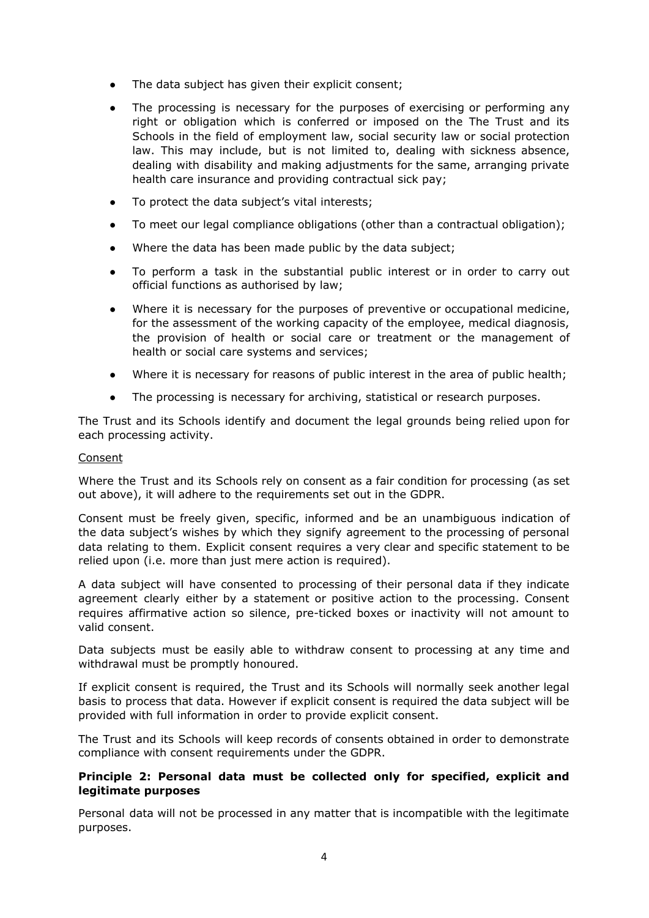- The data subject has given their explicit consent;
- The processing is necessary for the purposes of exercising or performing any right or obligation which is conferred or imposed on the The Trust and its Schools in the field of employment law, social security law or social protection law. This may include, but is not limited to, dealing with sickness absence, dealing with disability and making adjustments for the same, arranging private health care insurance and providing contractual sick pay;
- To protect the data subject's vital interests;
- To meet our legal compliance obligations (other than a contractual obligation);
- Where the data has been made public by the data subject;
- To perform a task in the substantial public interest or in order to carry out official functions as authorised by law;
- Where it is necessary for the purposes of preventive or occupational medicine, for the assessment of the working capacity of the employee, medical diagnosis, the provision of health or social care or treatment or the management of health or social care systems and services;
- Where it is necessary for reasons of public interest in the area of public health;
- The processing is necessary for archiving, statistical or research purposes.

The Trust and its Schools identify and document the legal grounds being relied upon for each processing activity.

Consent

Where the Trust and its Schools rely on consent as a fair condition for processing (as set out above), it will adhere to the requirements set out in the GDPR.

Consent must be freely given, specific, informed and be an unambiguous indication of the data subject's wishes by which they signify agreement to the processing of personal data relating to them. Explicit consent requires a very clear and specific statement to be relied upon (i.e. more than just mere action is required).

A data subject will have consented to processing of their personal data if they indicate agreement clearly either by a statement or positive action to the processing. Consent requires affirmative action so silence, pre-ticked boxes or inactivity will not amount to valid consent.

Data subjects must be easily able to withdraw consent to processing at any time and withdrawal must be promptly honoured.

If explicit consent is required, the Trust and its Schools will normally seek another legal basis to process that data. However if explicit consent is required the data subject will be provided with full information in order to provide explicit consent.

The Trust and its Schools will keep records of consents obtained in order to demonstrate compliance with consent requirements under the GDPR.

**Principle 2: Personal data must be collected only for specified, explicit and legitimate purposes**

Personal data will not be processed in any matter that is incompatible with the legitimate purposes.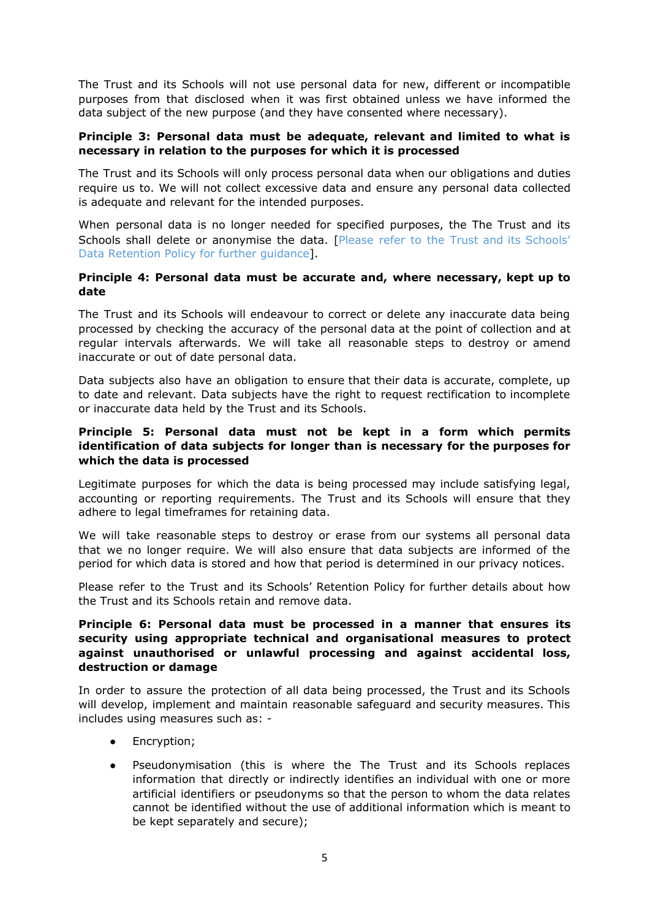The Trust and its Schools will not use personal data for new, different or incompatible purposes from that disclosed when it was first obtained unless we have informed the data subject of the new purpose (and they have consented where necessary).

**Principle 3: Personal data must be adequate, relevant and limited to what is necessary in relation to the purposes for which it is processed**

The Trust and its Schools will only process personal data when our obligations and duties require us to. We will not collect excessive data and ensure any personal data collected is adequate and relevant for the intended purposes.

When personal data is no longer needed for specified purposes, the The Trust and its Schools shall delete or anonymise the data. [Please refer to the Trust and its Schools' Data Retention Policy for further guidance].

**Principle 4: Personal data must be accurate and, where necessary, kept up to date**

The Trust and its Schools will endeavour to correct or delete any inaccurate data being processed by checking the accuracy of the personal data at the point of collection and at regular intervals afterwards. We will take all reasonable steps to destroy or amend inaccurate or out of date personal data.

Data subjects also have an obligation to ensure that their data is accurate, complete, up to date and relevant. Data subjects have the right to request rectification to incomplete or inaccurate data held by the Trust and its Schools.

**Principle 5: Personal data must not be kept in a form which permits identification of data subjects for longer than is necessary for the purposes for which the data is processed**

Legitimate purposes for which the data is being processed may include satisfying legal, accounting or reporting requirements. The Trust and its Schools will ensure that they adhere to legal timeframes for retaining data.

We will take reasonable steps to destroy or erase from our systems all personal data that we no longer require. We will also ensure that data subjects are informed of the period for which data is stored and how that period is determined in our privacy notices.

Please refer to the Trust and its Schools' Retention Policy for further details about how the Trust and its Schools retain and remove data.

**Principle 6: Personal data must be processed in a manner that ensures its security using appropriate technical and organisational measures to protect against unauthorised or unlawful processing and against accidental loss, destruction or damage**

In order to assure the protection of all data being processed, the Trust and its Schools will develop, implement and maintain reasonable safeguard and security measures. This includes using measures such as: -

- Encryption;
- Pseudonymisation (this is where the The Trust and its Schools replaces information that directly or indirectly identifies an individual with one or more artificial identifiers or pseudonyms so that the person to whom the data relates cannot be identified without the use of additional information which is meant to be kept separately and secure);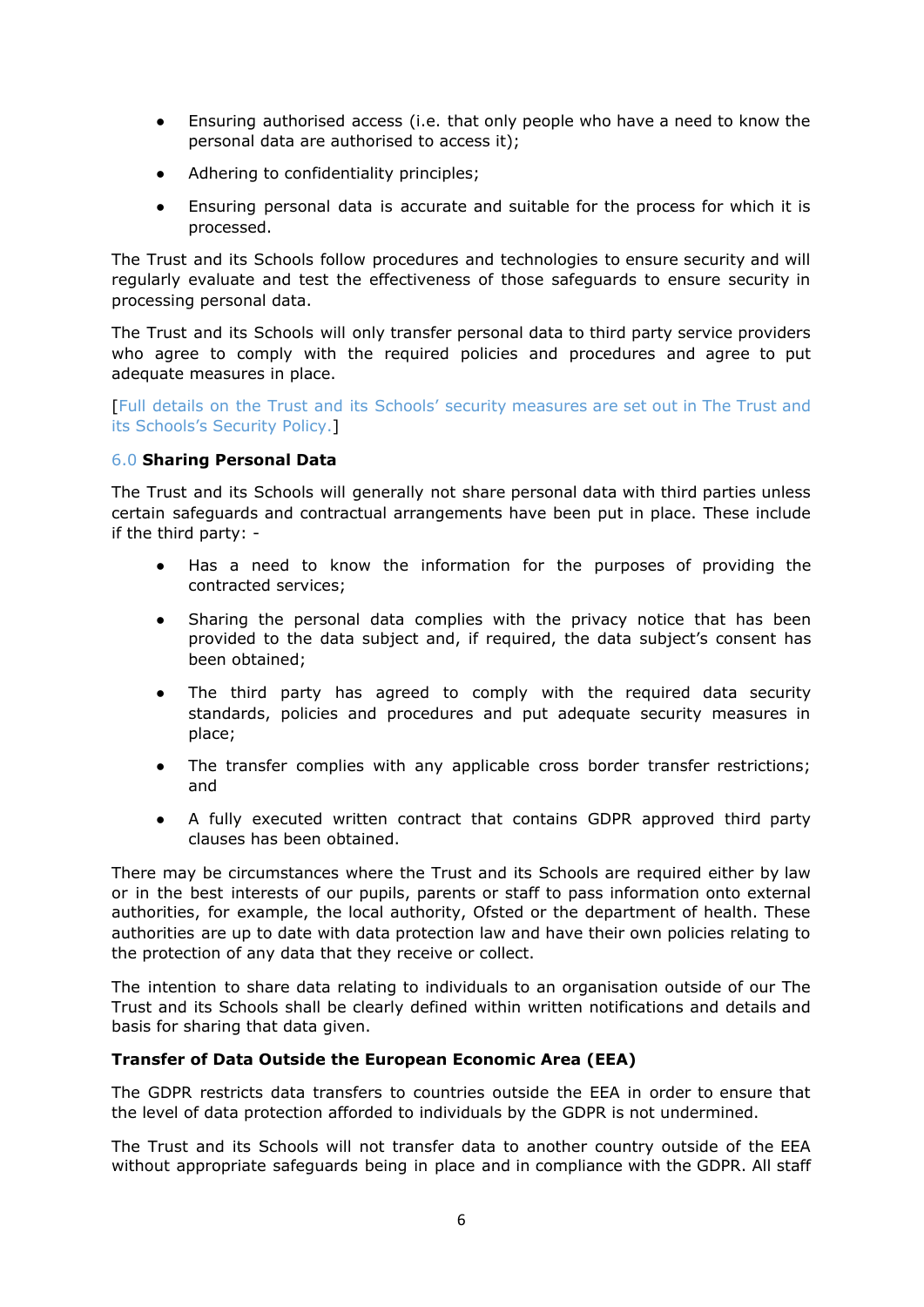- Ensuring authorised access (i.e. that only people who have a need to know the personal data are authorised to access it);
- Adhering to confidentiality principles;
- Ensuring personal data is accurate and suitable for the process for which it is processed.

The Trust and its Schools follow procedures and technologies to ensure security and will regularly evaluate and test the effectiveness of those safeguards to ensure security in processing personal data.

The Trust and its Schools will only transfer personal data to third party service providers who agree to comply with the required policies and procedures and agree to put adequate measures in place.

[Full details on the Trust and its Schools' security measures are set out in The Trust and its Schools's Security Policy.]

### 6.0 Sharing Personal Data

The Trust and its Schools will generally not share personal data with third parties unless certain safeguards and contractual arrangements have been put in place. These include if the third party: -

- Has a need to know the information for the purposes of providing the contracted services;
- Sharing the personal data complies with the privacy notice that has been provided to the data subject and, if required, the data subject's consent has been obtained;
- The third party has agreed to comply with the required data security standards, policies and procedures and put adequate security measures in place;
- The transfer complies with any applicable cross border transfer restrictions; and
- A fully executed written contract that contains GDPR approved third party clauses has been obtained.

There may be circumstances where the Trust and its Schools are required either by law or in the best interests of our pupils, parents or staff to pass information onto external authorities, for example, the local authority, Ofsted or the department of health. These authorities are up to date with data protection law and have their own policies relating to the protection of any data that they receive or collect.

The intention to share data relating to individuals to an organisation outside of our The Trust and its Schools shall be clearly defined within written notifications and details and basis for sharing that data given.

**Transfer of Data Outside the European Economic Area (EEA)**

The GDPR restricts data transfers to countries outside the EEA in order to ensure that the level of data protection afforded to individuals by the GDPR is not undermined.

The Trust and its Schools will not transfer data to another country outside of the EEA without appropriate safeguards being in place and in compliance with the GDPR. All staff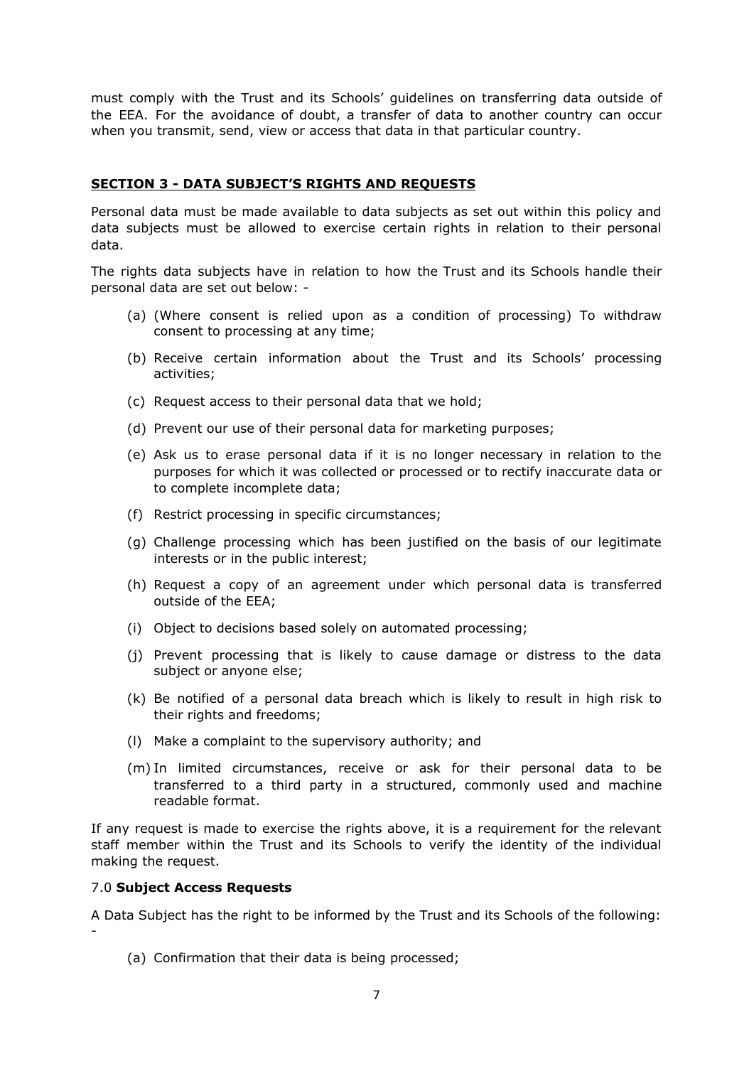must comply with the Trust and its Schools' guidelines on transferring data outside of the EEA. For the avoidance of doubt, a transfer of data to another country can occur when you transmit, send, view or access that data in that particular country.

## SECTION 3 - DATA SUBJECT'S RIGHTS AND REQUESTS

Personal data must be made available to data subjects as set out within this policy and data subjects must be allowed to exercise certain rights in relation to their personal data.

The rights data subjects have in relation to how the Trust and its Schools handle their personal data are set out below: -

(a) (Where consent is relied upon as a condition of processing) To withdraw consent to processing at any time;

(b) Receive certain information about the Trust and its Schools' processing activities;

(c) Request access to their personal data that we hold;

(d) Prevent our use of their personal data for marketing purposes;

(e) Ask us to erase personal data if it is no longer necessary in relation to the purposes for which it was collected or processed or to rectify inaccurate data or to complete incomplete data;

(f) Restrict processing in specific circumstances;

(g) Challenge processing which has been justified on the basis of our legitimate interests or in the public interest;

(h) Request a copy of an agreement under which personal data is transferred outside of the EEA;

(i) Object to decisions based solely on automated processing;

(j) Prevent processing that is likely to cause damage or distress to the data subject or anyone else;

(k) Be notified of a personal data breach which is likely to result in high risk to their rights and freedoms;

(l) Make a complaint to the supervisory authority; and

(m) In limited circumstances, receive or ask for their personal data to be transferred to a third party in a structured, commonly used and machine readable format.

If any request is made to exercise the rights above, it is a requirement for the relevant staff member within the Trust and its Schools to verify the identity of the individual making the request.

### 7.0 **Subject Access Requests**

A Data Subject has the right to be informed by the Trust and its Schools of the following: -

(a) Confirmation that their data is being processed;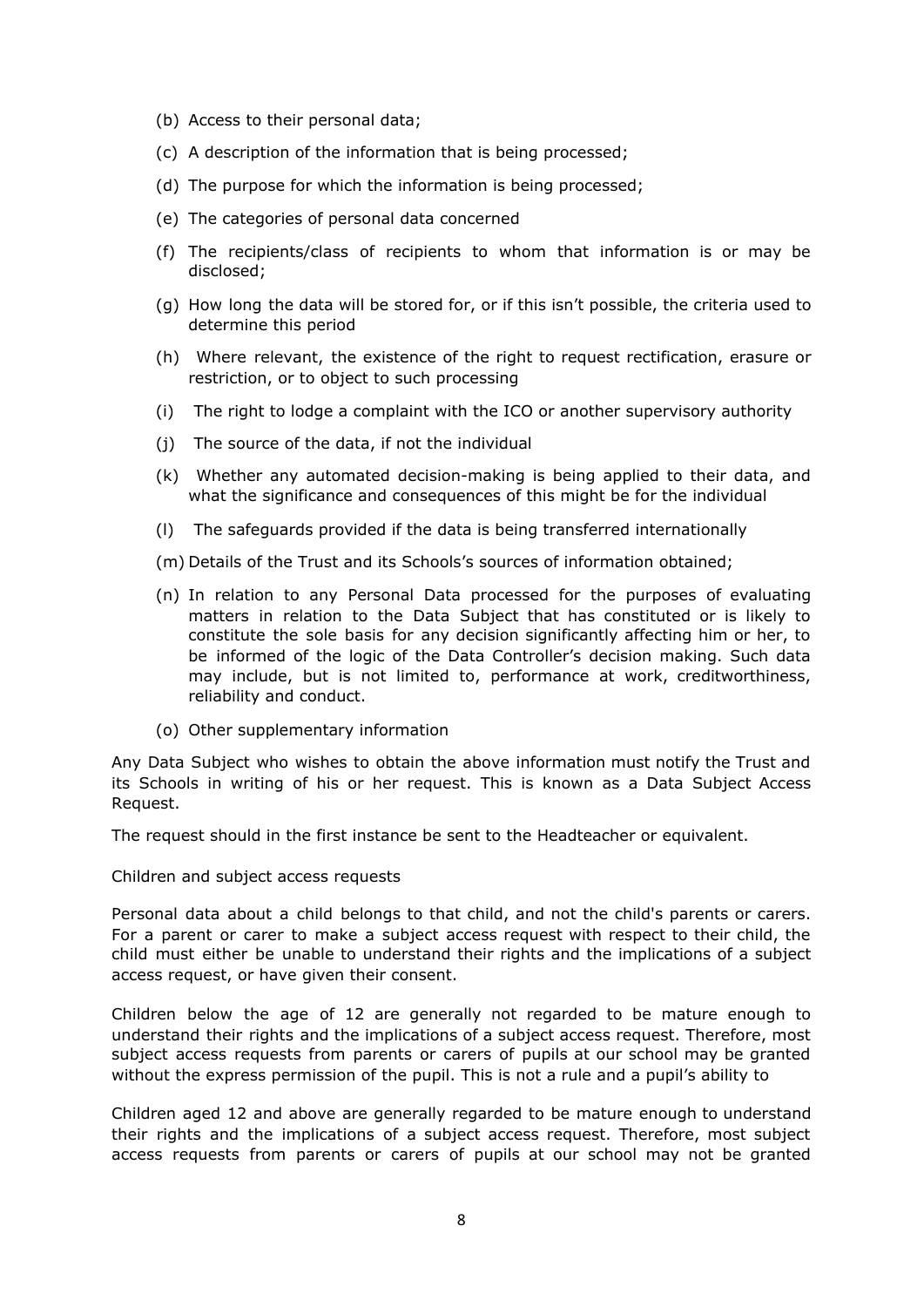(b) Access to their personal data;

(c) A description of the information that is being processed;

(d) The purpose for which the information is being processed;

(e) The categories of personal data concerned

(f) The recipients/class of recipients to whom that information is or may be disclosed;

(g) How long the data will be stored for, or if this isn't possible, the criteria used to determine this period

(h) Where relevant, the existence of the right to request rectification, erasure or restriction, or to object to such processing

(i) The right to lodge a complaint with the ICO or another supervisory authority

(j) The source of the data, if not the individual

(k) Whether any automated decision-making is being applied to their data, and what the significance and consequences of this might be for the individual

(l) The safeguards provided if the data is being transferred internationally

(m) Details of the Trust and its Schools's sources of information obtained;

(n) In relation to any Personal Data processed for the purposes of evaluating matters in relation to the Data Subject that has constituted or is likely to constitute the sole basis for any decision significantly affecting him or her, to be informed of the logic of the Data Controller's decision making. Such data may include, but is not limited to, performance at work, creditworthiness, reliability and conduct.

(o) Other supplementary information

Any Data Subject who wishes to obtain the above information must notify the Trust and its Schools in writing of his or her request. This is known as a Data Subject Access Request.

The request should in the first instance be sent to the Headteacher or equivalent.

Children and subject access requests

Personal data about a child belongs to that child, and not the child's parents or carers. For a parent or carer to make a subject access request with respect to their child, the child must either be unable to understand their rights and the implications of a subject access request, or have given their consent.

Children below the age of 12 are generally not regarded to be mature enough to understand their rights and the implications of a subject access request. Therefore, most subject access requests from parents or carers of pupils at our school may be granted without the express permission of the pupil. This is not a rule and a pupil's ability to

Children aged 12 and above are generally regarded to be mature enough to understand their rights and the implications of a subject access request. Therefore, most subject access requests from parents or carers of pupils at our school may not be granted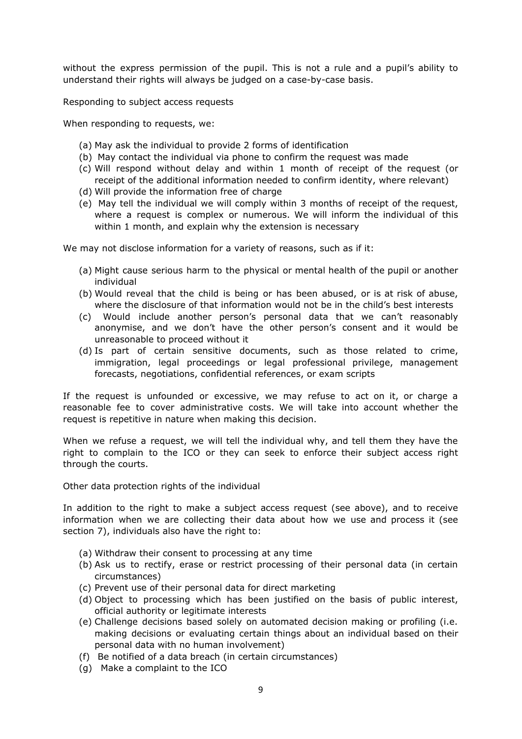without the express permission of the pupil. This is not a rule and a pupil's ability to understand their rights will always be judged on a case-by-case basis.

Responding to subject access requests

When responding to requests, we:

(a) May ask the individual to provide 2 forms of identification
(b) May contact the individual via phone to confirm the request was made
(c) Will respond without delay and within 1 month of receipt of the request (or receipt of the additional information needed to confirm identity, where relevant)
(d) Will provide the information free of charge
(e) May tell the individual we will comply within 3 months of receipt of the request, where a request is complex or numerous. We will inform the individual of this within 1 month, and explain why the extension is necessary

We may not disclose information for a variety of reasons, such as if it:

(a) Might cause serious harm to the physical or mental health of the pupil or another individual
(b) Would reveal that the child is being or has been abused, or is at risk of abuse, where the disclosure of that information would not be in the child's best interests
(c) Would include another person's personal data that we can't reasonably anonymise, and we don't have the other person's consent and it would be unreasonable to proceed without it
(d) Is part of certain sensitive documents, such as those related to crime, immigration, legal proceedings or legal professional privilege, management forecasts, negotiations, confidential references, or exam scripts

If the request is unfounded or excessive, we may refuse to act on it, or charge a reasonable fee to cover administrative costs. We will take into account whether the request is repetitive in nature when making this decision.

When we refuse a request, we will tell the individual why, and tell them they have the right to complain to the ICO or they can seek to enforce their subject access right through the courts.

Other data protection rights of the individual

In addition to the right to make a subject access request (see above), and to receive information when we are collecting their data about how we use and process it (see section 7), individuals also have the right to:

(a) Withdraw their consent to processing at any time
(b) Ask us to rectify, erase or restrict processing of their personal data (in certain circumstances)
(c) Prevent use of their personal data for direct marketing
(d) Object to processing which has been justified on the basis of public interest, official authority or legitimate interests
(e) Challenge decisions based solely on automated decision making or profiling (i.e. making decisions or evaluating certain things about an individual based on their personal data with no human involvement)
(f) Be notified of a data breach (in certain circumstances)
(g) Make a complaint to the ICO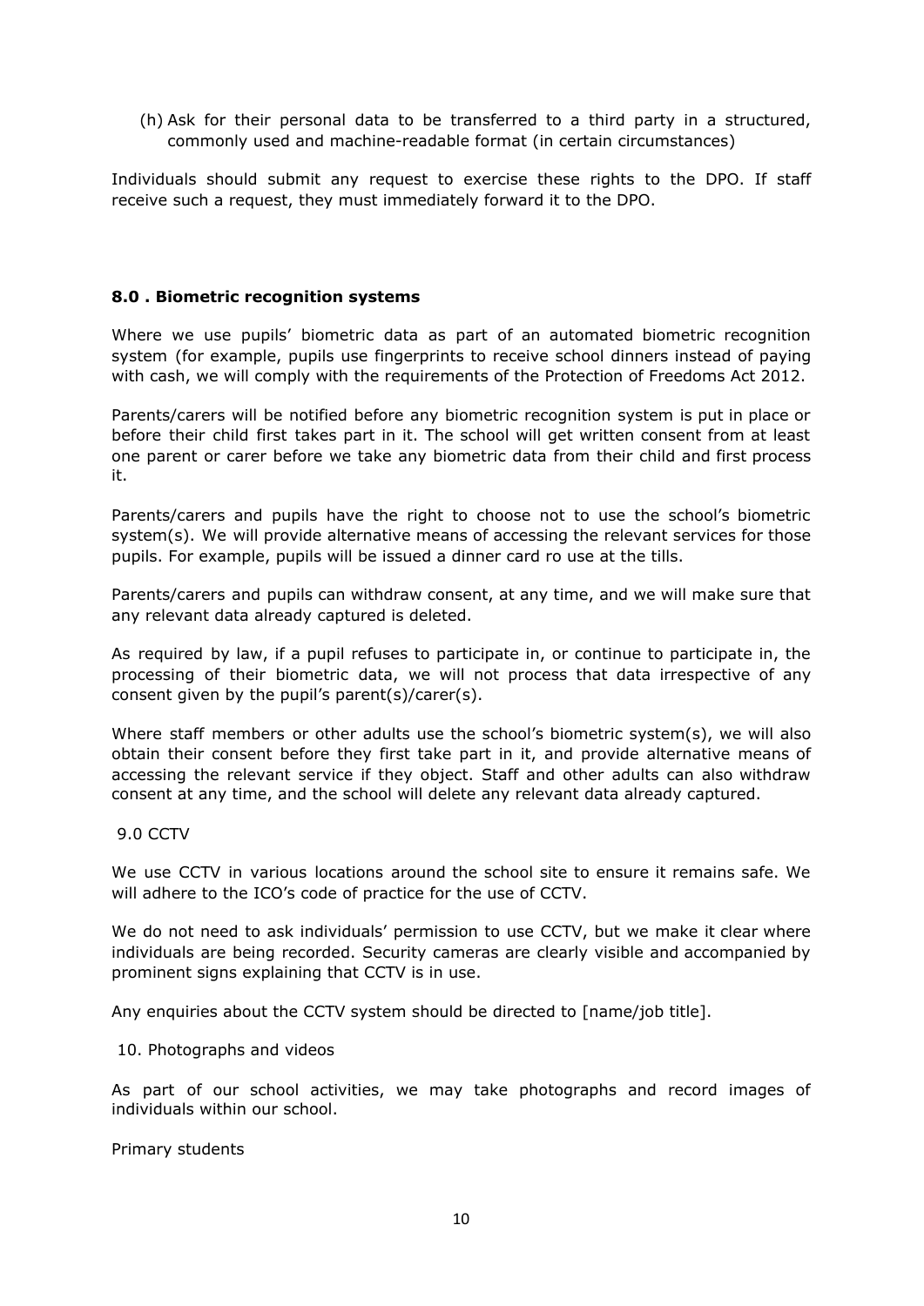(h) Ask for their personal data to be transferred to a third party in a structured, commonly used and machine-readable format (in certain circumstances)

Individuals should submit any request to exercise these rights to the DPO. If staff receive such a request, they must immediately forward it to the DPO.

## 8.0 . Biometric recognition systems

Where we use pupils' biometric data as part of an automated biometric recognition system (for example, pupils use fingerprints to receive school dinners instead of paying with cash, we will comply with the requirements of the Protection of Freedoms Act 2012.

Parents/carers will be notified before any biometric recognition system is put in place or before their child first takes part in it. The school will get written consent from at least one parent or carer before we take any biometric data from their child and first process it.

Parents/carers and pupils have the right to choose not to use the school's biometric system(s). We will provide alternative means of accessing the relevant services for those pupils. For example, pupils will be issued a dinner card ro use at the tills.

Parents/carers and pupils can withdraw consent, at any time, and we will make sure that any relevant data already captured is deleted.

As required by law, if a pupil refuses to participate in, or continue to participate in, the processing of their biometric data, we will not process that data irrespective of any consent given by the pupil's parent(s)/carer(s).

Where staff members or other adults use the school's biometric system(s), we will also obtain their consent before they first take part in it, and provide alternative means of accessing the relevant service if they object. Staff and other adults can also withdraw consent at any time, and the school will delete any relevant data already captured.

9.0 CCTV

We use CCTV in various locations around the school site to ensure it remains safe. We will adhere to the ICO's code of practice for the use of CCTV.

We do not need to ask individuals' permission to use CCTV, but we make it clear where individuals are being recorded. Security cameras are clearly visible and accompanied by prominent signs explaining that CCTV is in use.

Any enquiries about the CCTV system should be directed to [name/job title].

10. Photographs and videos

As part of our school activities, we may take photographs and record images of individuals within our school.

Primary students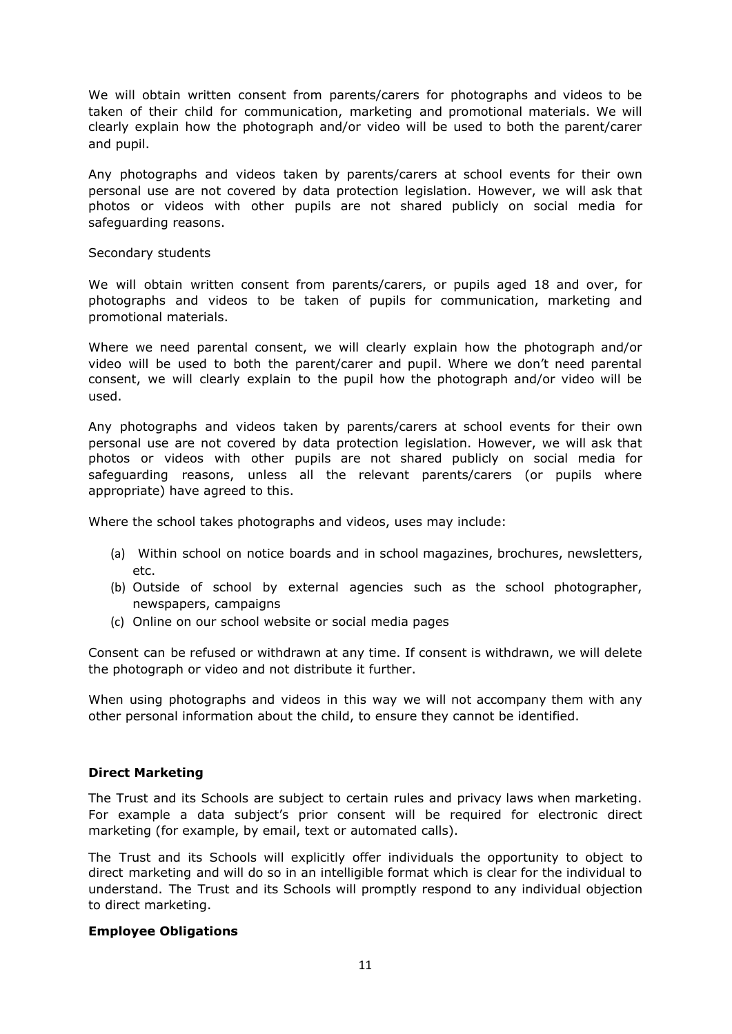We will obtain written consent from parents/carers for photographs and videos to be taken of their child for communication, marketing and promotional materials. We will clearly explain how the photograph and/or video will be used to both the parent/carer and pupil.

Any photographs and videos taken by parents/carers at school events for their own personal use are not covered by data protection legislation. However, we will ask that photos or videos with other pupils are not shared publicly on social media for safeguarding reasons.

Secondary students

We will obtain written consent from parents/carers, or pupils aged 18 and over, for photographs and videos to be taken of pupils for communication, marketing and promotional materials.

Where we need parental consent, we will clearly explain how the photograph and/or video will be used to both the parent/carer and pupil. Where we don't need parental consent, we will clearly explain to the pupil how the photograph and/or video will be used.

Any photographs and videos taken by parents/carers at school events for their own personal use are not covered by data protection legislation. However, we will ask that photos or videos with other pupils are not shared publicly on social media for safeguarding reasons, unless all the relevant parents/carers (or pupils where appropriate) have agreed to this.

Where the school takes photographs and videos, uses may include:

(a) Within school on notice boards and in school magazines, brochures, newsletters, etc.
(b) Outside of school by external agencies such as the school photographer, newspapers, campaigns
(c) Online on our school website or social media pages

Consent can be refused or withdrawn at any time. If consent is withdrawn, we will delete the photograph or video and not distribute it further.

When using photographs and videos in this way we will not accompany them with any other personal information about the child, to ensure they cannot be identified.

**Direct Marketing**

The Trust and its Schools are subject to certain rules and privacy laws when marketing. For example a data subject's prior consent will be required for electronic direct marketing (for example, by email, text or automated calls).

The Trust and its Schools will explicitly offer individuals the opportunity to object to direct marketing and will do so in an intelligible format which is clear for the individual to understand. The Trust and its Schools will promptly respond to any individual objection to direct marketing.

**Employee Obligations**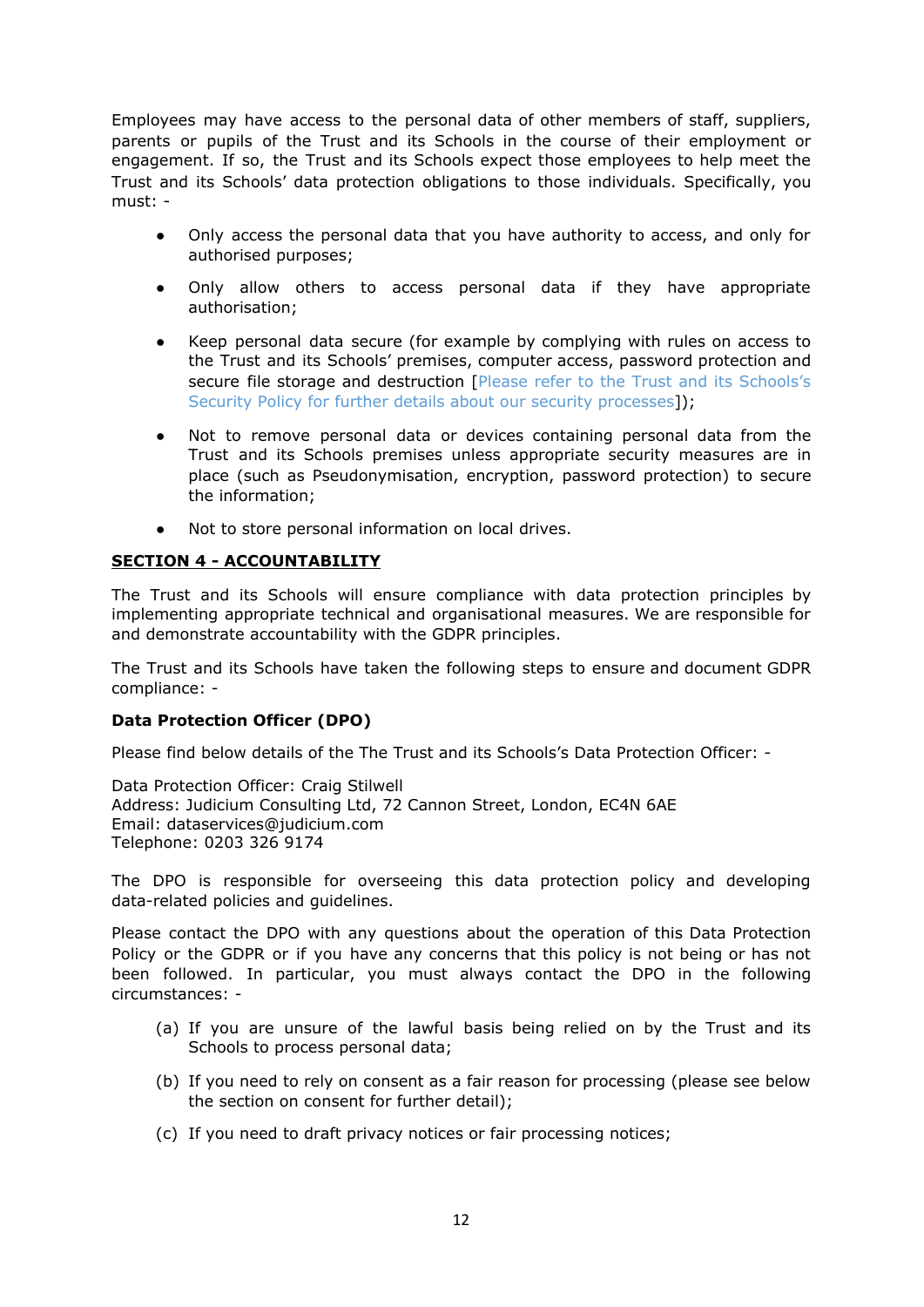Employees may have access to the personal data of other members of staff, suppliers, parents or pupils of the Trust and its Schools in the course of their employment or engagement. If so, the Trust and its Schools expect those employees to help meet the Trust and its Schools' data protection obligations to those individuals. Specifically, you must: -

- Only access the personal data that you have authority to access, and only for authorised purposes;
- Only allow others to access personal data if they have appropriate authorisation;
- Keep personal data secure (for example by complying with rules on access to the Trust and its Schools' premises, computer access, password protection and secure file storage and destruction [Please refer to the Trust and its Schools's Security Policy for further details about our security processes]);
- Not to remove personal data or devices containing personal data from the Trust and its Schools premises unless appropriate security measures are in place (such as Pseudonymisation, encryption, password protection) to secure the information;
- Not to store personal information on local drives.

## SECTION 4 - ACCOUNTABILITY

The Trust and its Schools will ensure compliance with data protection principles by implementing appropriate technical and organisational measures. We are responsible for and demonstrate accountability with the GDPR principles.

The Trust and its Schools have taken the following steps to ensure and document GDPR compliance: -

### Data Protection Officer (DPO)

Please find below details of the The Trust and its Schools's Data Protection Officer: -

Data Protection Officer: Craig Stilwell
Address: Judicium Consulting Ltd, 72 Cannon Street, London, EC4N 6AE
Email: dataservices@judicium.com
Telephone: 0203 326 9174

The DPO is responsible for overseeing this data protection policy and developing data-related policies and guidelines.

Please contact the DPO with any questions about the operation of this Data Protection Policy or the GDPR or if you have any concerns that this policy is not being or has not been followed. In particular, you must always contact the DPO in the following circumstances: -

(a) If you are unsure of the lawful basis being relied on by the Trust and its Schools to process personal data;

(b) If you need to rely on consent as a fair reason for processing (please see below the section on consent for further detail);

(c) If you need to draft privacy notices or fair processing notices;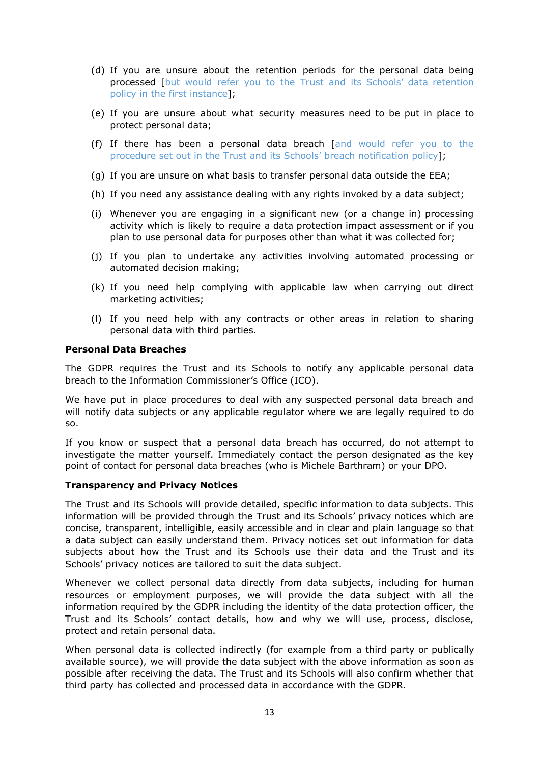(d) If you are unsure about the retention periods for the personal data being processed [but would refer you to the Trust and its Schools' data retention policy in the first instance];

(e) If you are unsure about what security measures need to be put in place to protect personal data;

(f) If there has been a personal data breach [and would refer you to the procedure set out in the Trust and its Schools' breach notification policy];

(g) If you are unsure on what basis to transfer personal data outside the EEA;

(h) If you need any assistance dealing with any rights invoked by a data subject;

(i) Whenever you are engaging in a significant new (or a change in) processing activity which is likely to require a data protection impact assessment or if you plan to use personal data for purposes other than what it was collected for;

(j) If you plan to undertake any activities involving automated processing or automated decision making;

(k) If you need help complying with applicable law when carrying out direct marketing activities;

(l) If you need help with any contracts or other areas in relation to sharing personal data with third parties.

**Personal Data Breaches**

The GDPR requires the Trust and its Schools to notify any applicable personal data breach to the Information Commissioner's Office (ICO).

We have put in place procedures to deal with any suspected personal data breach and will notify data subjects or any applicable regulator where we are legally required to do so.

If you know or suspect that a personal data breach has occurred, do not attempt to investigate the matter yourself. Immediately contact the person designated as the key point of contact for personal data breaches (who is Michele Barthram) or your DPO.

**Transparency and Privacy Notices**

The Trust and its Schools will provide detailed, specific information to data subjects. This information will be provided through the Trust and its Schools' privacy notices which are concise, transparent, intelligible, easily accessible and in clear and plain language so that a data subject can easily understand them. Privacy notices set out information for data subjects about how the Trust and its Schools use their data and the Trust and its Schools' privacy notices are tailored to suit the data subject.

Whenever we collect personal data directly from data subjects, including for human resources or employment purposes, we will provide the data subject with all the information required by the GDPR including the identity of the data protection officer, the Trust and its Schools' contact details, how and why we will use, process, disclose, protect and retain personal data.

When personal data is collected indirectly (for example from a third party or publically available source), we will provide the data subject with the above information as soon as possible after receiving the data. The Trust and its Schools will also confirm whether that third party has collected and processed data in accordance with the GDPR.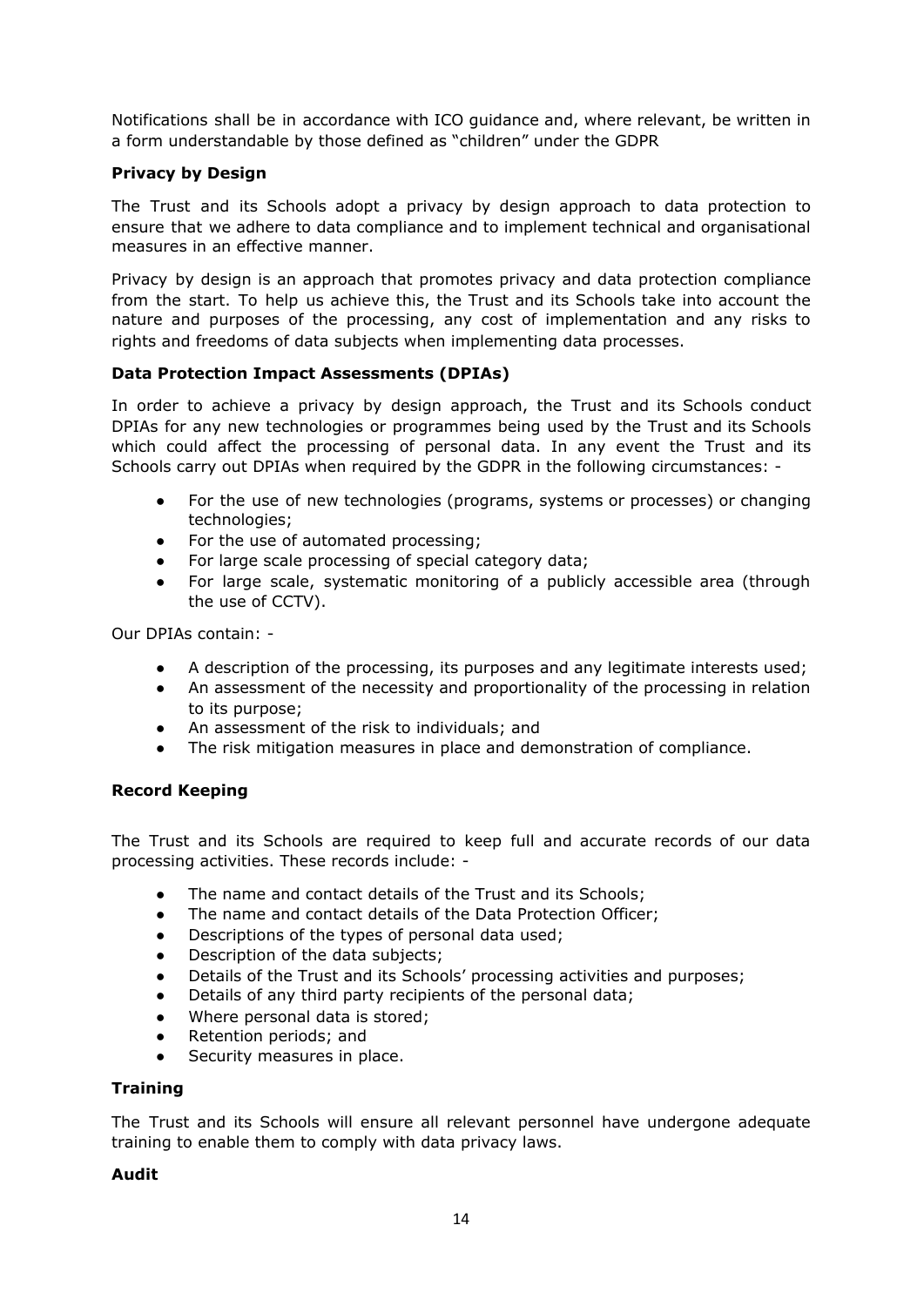Notifications shall be in accordance with ICO guidance and, where relevant, be written in a form understandable by those defined as "children" under the GDPR

**Privacy by Design**

The Trust and its Schools adopt a privacy by design approach to data protection to ensure that we adhere to data compliance and to implement technical and organisational measures in an effective manner.

Privacy by design is an approach that promotes privacy and data protection compliance from the start. To help us achieve this, the Trust and its Schools take into account the nature and purposes of the processing, any cost of implementation and any risks to rights and freedoms of data subjects when implementing data processes.

**Data Protection Impact Assessments (DPIAs)**

In order to achieve a privacy by design approach, the Trust and its Schools conduct DPIAs for any new technologies or programmes being used by the Trust and its Schools which could affect the processing of personal data. In any event the Trust and its Schools carry out DPIAs when required by the GDPR in the following circumstances: -

- For the use of new technologies (programs, systems or processes) or changing technologies;
- For the use of automated processing;
- For large scale processing of special category data;
- For large scale, systematic monitoring of a publicly accessible area (through the use of CCTV).

Our DPIAs contain: -

- A description of the processing, its purposes and any legitimate interests used;
- An assessment of the necessity and proportionality of the processing in relation to its purpose;
- An assessment of the risk to individuals; and
- The risk mitigation measures in place and demonstration of compliance.

**Record Keeping**

The Trust and its Schools are required to keep full and accurate records of our data processing activities. These records include: -

- The name and contact details of the Trust and its Schools;
- The name and contact details of the Data Protection Officer;
- Descriptions of the types of personal data used;
- Description of the data subjects;
- Details of the Trust and its Schools' processing activities and purposes;
- Details of any third party recipients of the personal data;
- Where personal data is stored;
- Retention periods; and
- Security measures in place.

**Training**

The Trust and its Schools will ensure all relevant personnel have undergone adequate training to enable them to comply with data privacy laws.

**Audit**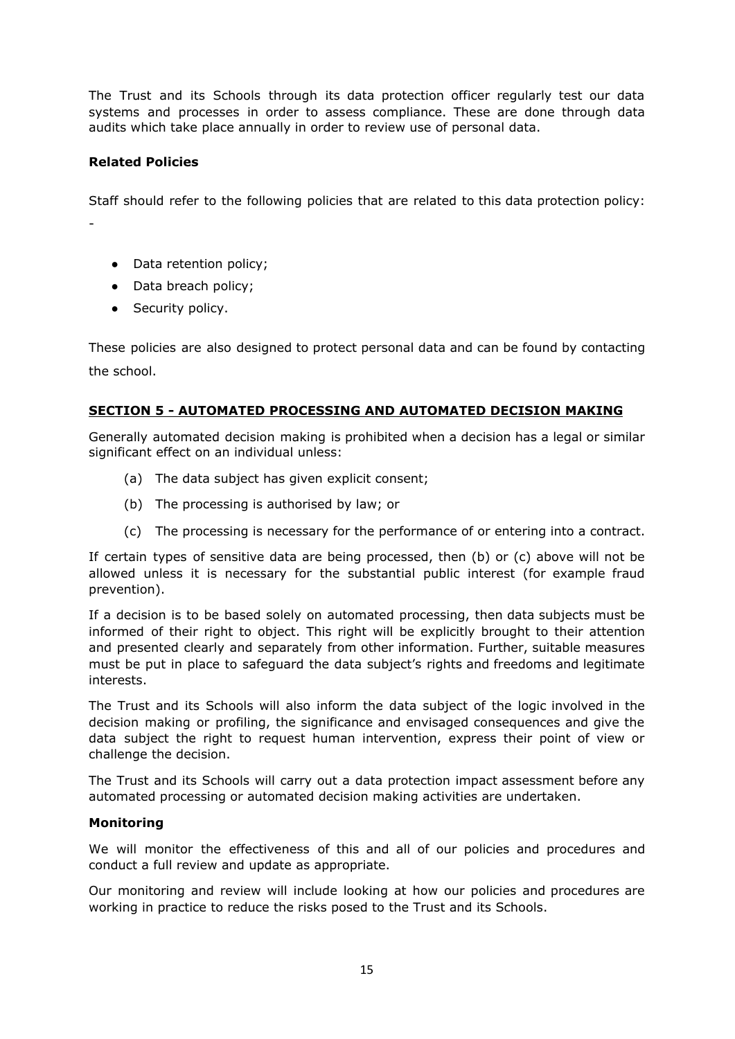The Trust and its Schools through its data protection officer regularly test our data systems and processes in order to assess compliance. These are done through data audits which take place annually in order to review use of personal data.

**Related Policies**

Staff should refer to the following policies that are related to this data protection policy: -

- Data retention policy;
- Data breach policy;
- Security policy.

These policies are also designed to protect personal data and can be found by contacting the school.

## SECTION 5 - AUTOMATED PROCESSING AND AUTOMATED DECISION MAKING

Generally automated decision making is prohibited when a decision has a legal or similar significant effect on an individual unless:

(a) The data subject has given explicit consent;

(b) The processing is authorised by law; or

(c) The processing is necessary for the performance of or entering into a contract.

If certain types of sensitive data are being processed, then (b) or (c) above will not be allowed unless it is necessary for the substantial public interest (for example fraud prevention).

If a decision is to be based solely on automated processing, then data subjects must be informed of their right to object. This right will be explicitly brought to their attention and presented clearly and separately from other information. Further, suitable measures must be put in place to safeguard the data subject's rights and freedoms and legitimate interests.

The Trust and its Schools will also inform the data subject of the logic involved in the decision making or profiling, the significance and envisaged consequences and give the data subject the right to request human intervention, express their point of view or challenge the decision.

The Trust and its Schools will carry out a data protection impact assessment before any automated processing or automated decision making activities are undertaken.

**Monitoring**

We will monitor the effectiveness of this and all of our policies and procedures and conduct a full review and update as appropriate.

Our monitoring and review will include looking at how our policies and procedures are working in practice to reduce the risks posed to the Trust and its Schools.